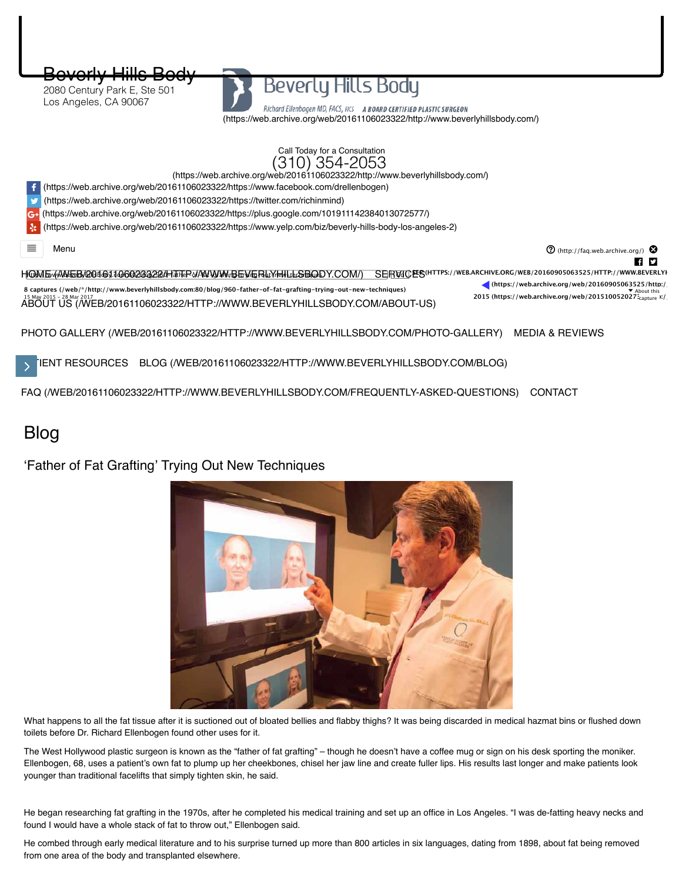Beverly Hills Body
2080 Century Park E, Ste 501
Los Angeles, CA 90067

Beverly Hills Body
Richard Ellenbogen MD, FACS, FICS A BOARD CERTIFIED PLASTIC SURGEON
(https://web.archive.org/web/20161106023322/http://www.beverlyhillsbody.com/)

Call Today for a Consultation
(310) 354-2053
(https://web.archive.org/web/20161106023322/http://www.beverlyhillsbody.com/)

(https://web.archive.org/web/20161106023322/https://www.facebook.com/drellenbogen)
(https://web.archive.org/web/20161106023322/https://twitter.com/richinmind)
(https://web.archive.org/web/20161106023322/https://plus.google.com/101911142384013072577/)
(https://web.archive.org/web/20161106023322/https://www.yelp.com/biz/beverly-hills-body-los-angeles-2)

Menu

HOME (/WEB/20161106023322/HTTP://WWW.BEVERLYHILLSBODY.COM/) SERVICES

ABOUT US (/WEB/20161106023322/HTTP://WWW.BEVERLYHILLSBODY.COM/ABOUT-US)

PHOTO GALLERY (/WEB/20161106023322/HTTP://WWW.BEVERLYHILLSBODY.COM/PHOTO-GALLERY) MEDIA & REVIEWS

PATIENT RESOURCES BLOG (/WEB/20161106023322/HTTP://WWW.BEVERLYHILLSBODY.COM/BLOG)

FAQ (/WEB/20161106023322/HTTP://WWW.BEVERLYHILLSBODY.COM/FREQUENTLY-ASKED-QUESTIONS) CONTACT

# Blog

## ‘Father of Fat Grafting’ Trying Out New Techniques

What happens to all the fat tissue after it is suctioned out of bloated bellies and flabby thighs? It was being discarded in medical hazmat bins or flushed down toilets before Dr. Richard Ellenbogen found other uses for it.

The West Hollywood plastic surgeon is known as the “father of fat grafting” – though he doesn’t have a coffee mug or sign on his desk sporting the moniker. Ellenbogen, 68, uses a patient’s own fat to plump up her cheekbones, chisel her jaw line and create fuller lips. His results last longer and make patients look younger than traditional facelifts that simply tighten skin, he said.

He began researching fat grafting in the 1970s, after he completed his medical training and set up an office in Los Angeles. “I was de-fatting heavy necks and found I would have a whole stack of fat to throw out,” Ellenbogen said.

He combed through early medical literature and to his surprise turned up more than 800 articles in six languages, dating from 1898, about fat being removed from one area of the body and transplanted elsewhere.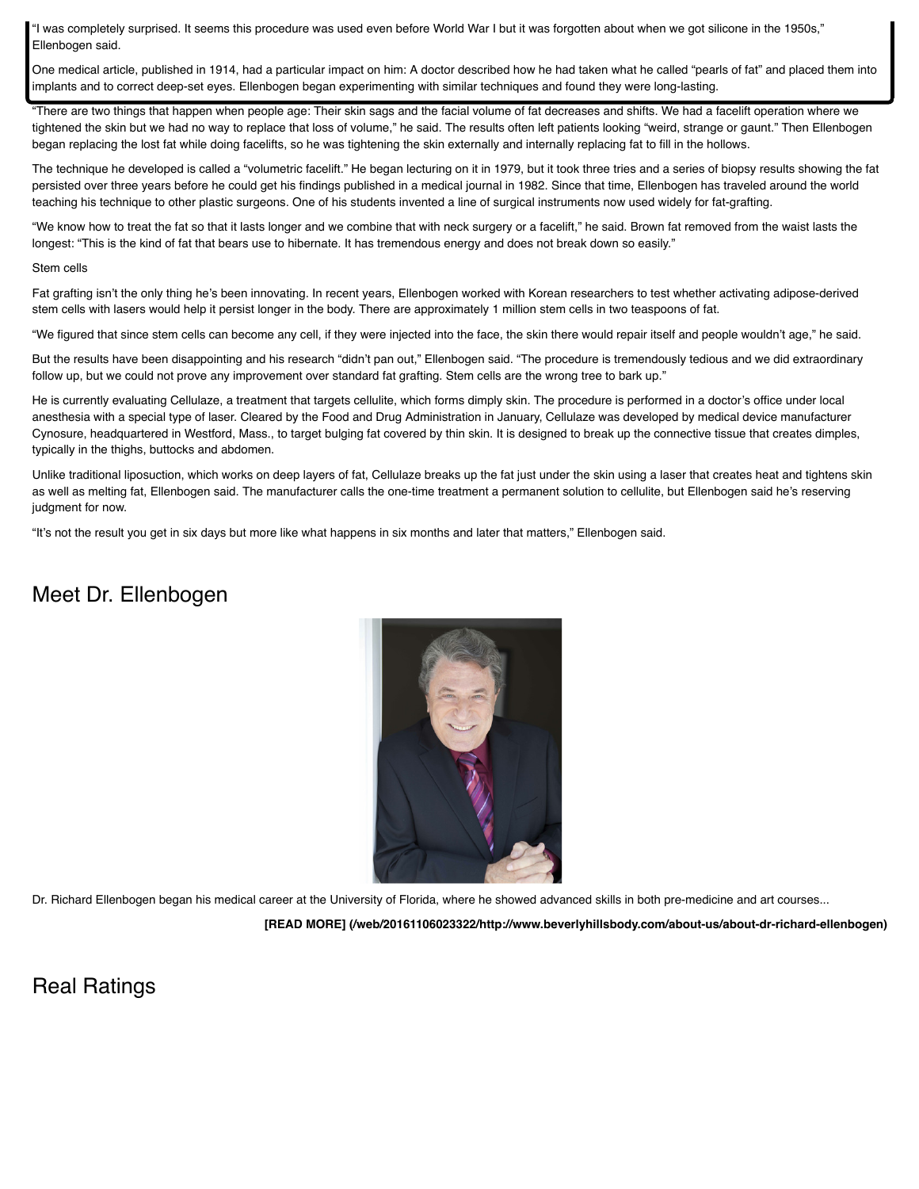"I was completely surprised. It seems this procedure was used even before World War I but it was forgotten about when we got silicone in the 1950s," Ellenbogen said.

One medical article, published in 1914, had a particular impact on him: A doctor described how he had taken what he called "pearls of fat" and placed them into implants and to correct deep-set eyes. Ellenbogen began experimenting with similar techniques and found they were long-lasting.

"There are two things that happen when people age: Their skin sags and the facial volume of fat decreases and shifts. We had a facelift operation where we tightened the skin but we had no way to replace that loss of volume," he said. The results often left patients looking "weird, strange or gaunt." Then Ellenbogen began replacing the lost fat while doing facelifts, so he was tightening the skin externally and internally replacing fat to fill in the hollows.

The technique he developed is called a "volumetric facelift." He began lecturing on it in 1979, but it took three tries and a series of biopsy results showing the fat persisted over three years before he could get his findings published in a medical journal in 1982. Since that time, Ellenbogen has traveled around the world teaching his technique to other plastic surgeons. One of his students invented a line of surgical instruments now used widely for fat-grafting.

"We know how to treat the fat so that it lasts longer and we combine that with neck surgery or a facelift," he said. Brown fat removed from the waist lasts the longest: "This is the kind of fat that bears use to hibernate. It has tremendous energy and does not break down so easily."

Stem cells

Fat grafting isn't the only thing he's been innovating. In recent years, Ellenbogen worked with Korean researchers to test whether activating adipose-derived stem cells with lasers would help it persist longer in the body. There are approximately 1 million stem cells in two teaspoons of fat.

"We figured that since stem cells can become any cell, if they were injected into the face, the skin there would repair itself and people wouldn't age," he said.

But the results have been disappointing and his research "didn't pan out," Ellenbogen said. "The procedure is tremendously tedious and we did extraordinary follow up, but we could not prove any improvement over standard fat grafting. Stem cells are the wrong tree to bark up."

He is currently evaluating Cellulaze, a treatment that targets cellulite, which forms dimply skin. The procedure is performed in a doctor's office under local anesthesia with a special type of laser. Cleared by the Food and Drug Administration in January, Cellulaze was developed by medical device manufacturer Cynosure, headquartered in Westford, Mass., to target bulging fat covered by thin skin. It is designed to break up the connective tissue that creates dimples, typically in the thighs, buttocks and abdomen.

Unlike traditional liposuction, which works on deep layers of fat, Cellulaze breaks up the fat just under the skin using a laser that creates heat and tightens skin as well as melting fat, Ellenbogen said. The manufacturer calls the one-time treatment a permanent solution to cellulite, but Ellenbogen said he's reserving judgment for now.

"It's not the result you get in six days but more like what happens in six months and later that matters," Ellenbogen said.

## Meet Dr. Ellenbogen

Dr. Richard Ellenbogen began his medical career at the University of Florida, where he showed advanced skills in both pre-medicine and art courses...

**[READ MORE] (/web/20161106023322/http://www.beverlyhillsbody.com/about-us/about-dr-richard-ellenbogen)**

## Real Ratings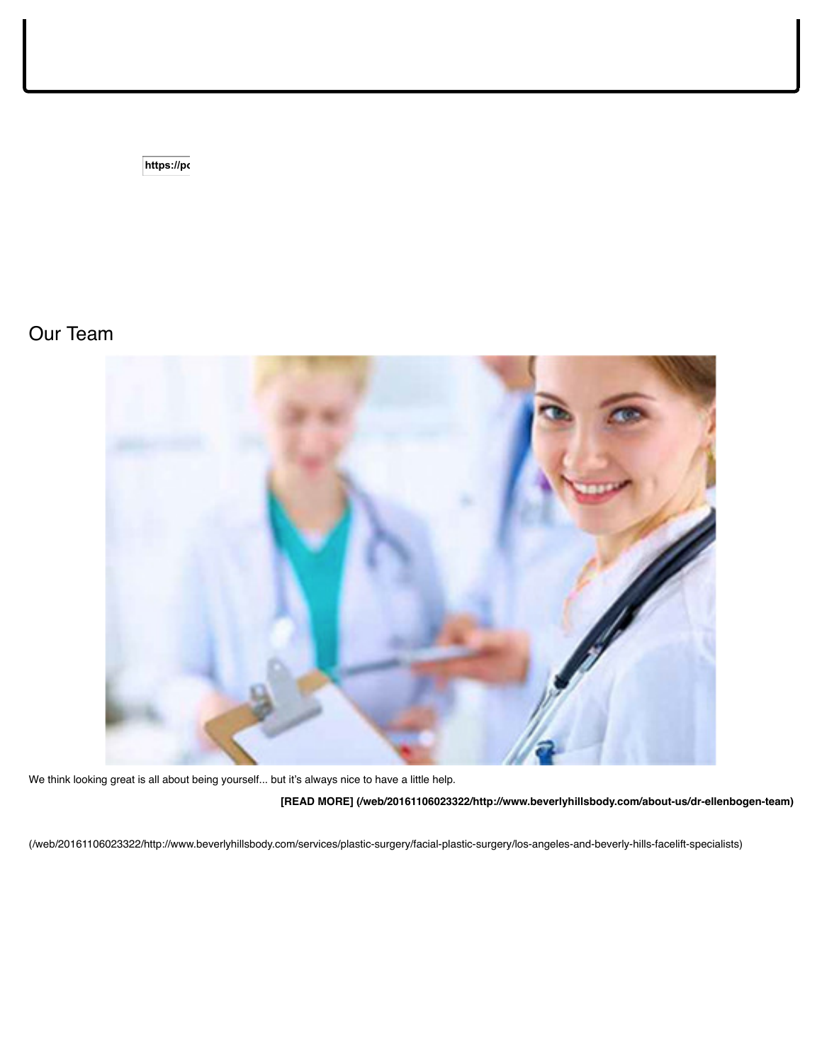https://pc

## Our Team

We think looking great is all about being yourself... but it's always nice to have a little help.

**[READ MORE] (/web/20161106023322/http://www.beverlyhillsbody.com/about-us/dr-ellenbogen-team)**

(/web/20161106023322/http://www.beverlyhillsbody.com/services/plastic-surgery/facial-plastic-surgery/los-angeles-and-beverly-hills-facelift-specialists)